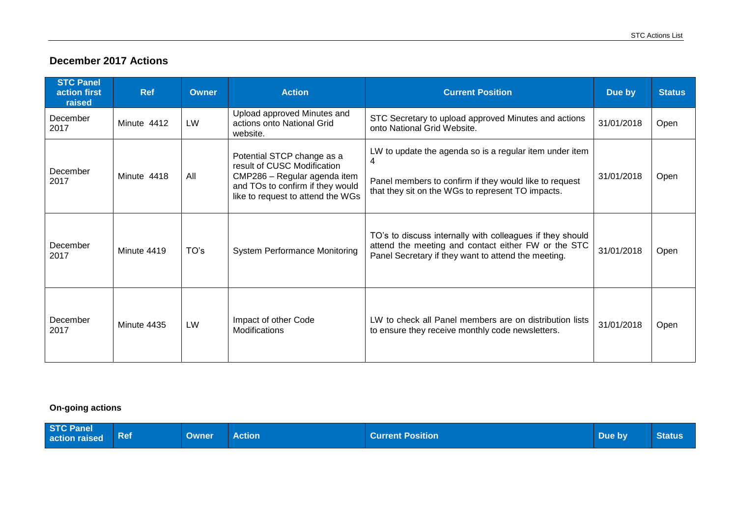## December 2017 Actions

| STC Panel action first raised | Ref | Owner | Action | Current Position | Due by | Status |
|---|---|---|---|---|---|---|
| December 2017 | Minute 4412 | LW | Upload approved Minutes and actions onto National Grid website. | STC Secretary to upload approved Minutes and actions onto National Grid Website. | 31/01/2018 | Open |
| December 2017 | Minute 4418 | All | Potential STCP change as a result of CUSC Modification CMP286 – Regular agenda item and TOs to confirm if they would like to request to attend the WGs | LW to update the agenda so is a regular item under item 4<br><br>Panel members to confirm if they would like to request that they sit on the WGs to represent TO impacts. | 31/01/2018 | Open |
| December 2017 | Minute 4419 | TO's | System Performance Monitoring | TO's to discuss internally with colleagues if they should attend the meeting and contact either FW or the STC Panel Secretary if they want to attend the meeting. | 31/01/2018 | Open |
| December 2017 | Minute 4435 | LW | Impact of other Code Modifications | LW to check all Panel members are on distribution lists to ensure they receive monthly code newsletters. | 31/01/2018 | Open |

### On-going actions

| STC Panel action raised | Ref | Owner | Action | Current Position | Due by | Status |
|---|---|---|---|---|---|---|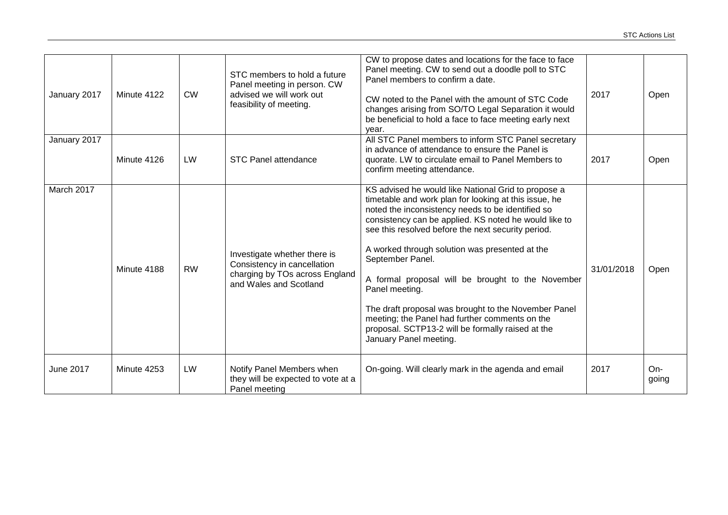| | | | | | | |
|---|---|---|---|---|---|---|
| January 2017 | Minute 4122 | CW | STC members to hold a future Panel meeting in person. CW advised we will work out feasibility of meeting. | CW to propose dates and locations for the face to face Panel meeting. CW to send out a doodle poll to STC Panel members to confirm a date.<br><br>CW noted to the Panel with the amount of STC Code changes arising from SO/TO Legal Separation it would be beneficial to hold a face to face meeting early next year. | 2017 | Open |
| January 2017 | Minute 4126 | LW | STC Panel attendance | All STC Panel members to inform STC Panel secretary in advance of attendance to ensure the Panel is quorate. LW to circulate email to Panel Members to confirm meeting attendance. | 2017 | Open |
| March 2017 | Minute 4188 | RW | Investigate whether there is Consistency in cancellation charging by TOs across England and Wales and Scotland | KS advised he would like National Grid to propose a timetable and work plan for looking at this issue, he noted the inconsistency needs to be identified so consistency can be applied. KS noted he would like to see this resolved before the next security period.<br><br>A worked through solution was presented at the September Panel.<br><br>A formal proposal will be brought to the November Panel meeting.<br><br>The draft proposal was brought to the November Panel meeting; the Panel had further comments on the proposal. SCTP13-2 will be formally raised at the January Panel meeting. | 31/01/2018 | Open |
| June 2017 | Minute 4253 | LW | Notify Panel Members when they will be expected to vote at a Panel meeting | On-going. Will clearly mark in the agenda and email | 2017 | On-going |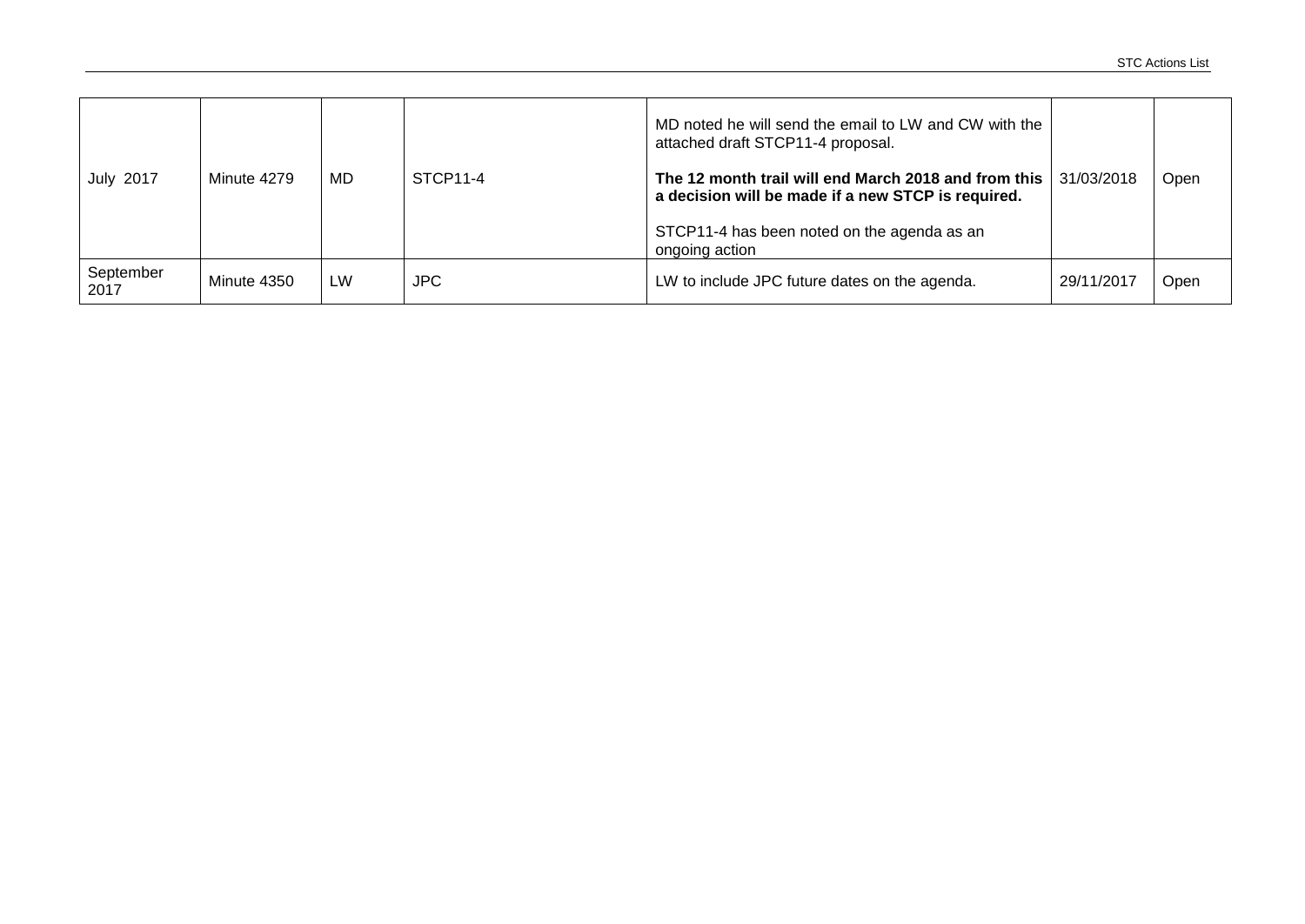| | | | | | | |
|---|---|---|---|---|---|---|
| July 2017 | Minute 4279 | MD | STCP11-4 | MD noted he will send the email to LW and CW with the attached draft STCP11-4 proposal.<br><br>**The 12 month trail will end March 2018 and from this a decision will be made if a new STCP is required.**<br><br>STCP11-4 has been noted on the agenda as an ongoing action | 31/03/2018 | Open |
| September 2017 | Minute 4350 | LW | JPC | LW to include JPC future dates on the agenda. | 29/11/2017 | Open |